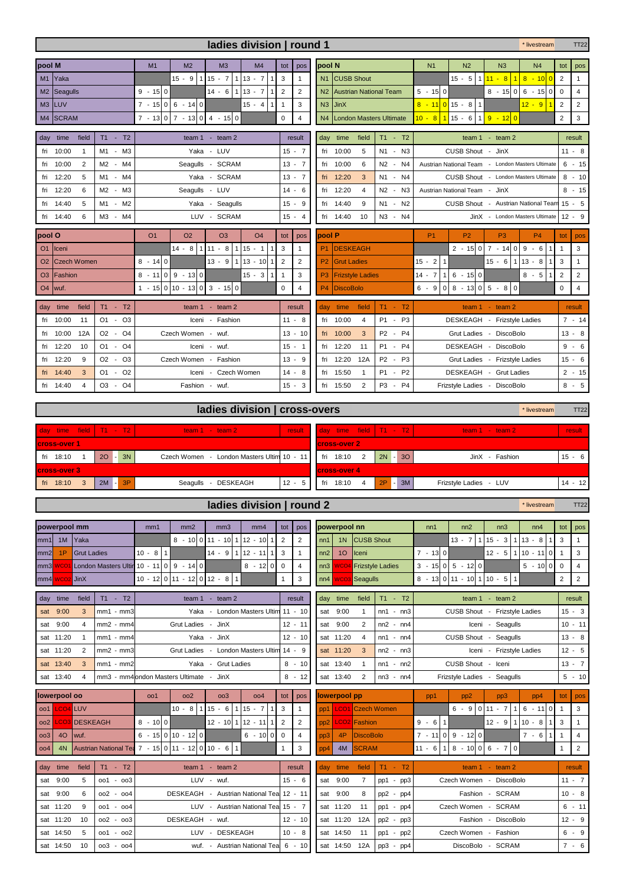# ladies division | round 1

* livestream TT22

## pool M

| pool M | | M1 | M2 | M3 | M4 | tot | pos |
|---|---|---|---|---|---|---|---|
| M1 | Yaka | | 15 - 9 1 | 15 - 7 1 | 13 - 7 1 | 3 | 1 |
| M2 | Seagulls | 9 - 15 0 | | 14 - 6 1 | 13 - 7 1 | 2 | 2 |
| M3 | LUV | 7 - 15 0 | 6 - 14 0 | | 15 - 4 1 | 1 | 3 |
| M4 | SCRAM | 7 - 13 0 | 7 - 13 0 | 4 - 15 0 | | 0 | 4 |

| day | time | field | T1 - T2 | team 1 - team 2 | result |
|---|---|---|---|---|---|
| fri | 10:00 | 1 | M1 - M3 | Yaka - LUV | 15 - 7 |
| fri | 10:00 | 2 | M2 - M4 | Seagulls - SCRAM | 13 - 7 |
| fri | 12:20 | 5 | M1 - M4 | Yaka - SCRAM | 13 - 7 |
| fri | 12:20 | 6 | M2 - M3 | Seagulls - LUV | 14 - 6 |
| fri | 14:40 | 5 | M1 - M2 | Yaka - Seagulls | 15 - 9 |
| fri | 14:40 | 6 | M3 - M4 | LUV - SCRAM | 15 - 4 |

## pool N

| pool N | | N1 | N2 | N3 | N4 | tot | pos |
|---|---|---|---|---|---|---|---|
| N1 | CUSB Shout | | 15 - 5 1 | 11 - 8 1 | 8 - 10 0 | 2 | 1 |
| N2 | Austrian National Team | 5 - 15 0 | | 8 - 15 0 | 6 - 15 0 | 0 | 4 |
| N3 | JinX | 8 - 11 0 | 15 - 8 1 | | 12 - 9 1 | 2 | 2 |
| N4 | London Masters Ultimate | 10 - 8 1 | 15 - 6 1 | 9 - 12 0 | | 2 | 3 |

| day | time | field | T1 - T2 | team 1 - team 2 | result |
|---|---|---|---|---|---|
| fri | 10:00 | 5 | N1 - N3 | CUSB Shout - JinX | 11 - 8 |
| fri | 10:00 | 6 | N2 - N4 | Austrian National Team - London Masters Ultimate | 6 - 15 |
| fri | 12:20 | 3 | N1 - N4 | CUSB Shout - London Masters Ultimate | 8 - 10 |
| fri | 12:20 | 4 | N2 - N3 | Austrian National Team - JinX | 8 - 15 |
| fri | 14:40 | 9 | N1 - N2 | CUSB Shout - Austrian National Team | 15 - 5 |
| fri | 14:40 | 10 | N3 - N4 | JinX - London Masters Ultimate | 12 - 9 |

## pool O

| pool O | | O1 | O2 | O3 | O4 | tot | pos |
|---|---|---|---|---|---|---|---|
| O1 | Iceni | | 14 - 8 1 | 11 - 8 1 | 15 - 1 1 | 3 | 1 |
| O2 | Czech Women | 8 - 14 0 | | 13 - 9 1 | 13 - 10 1 | 2 | 2 |
| O3 | Fashion | 8 - 11 0 | 9 - 13 0 | | 15 - 3 1 | 1 | 3 |
| O4 | wuf. | 1 - 15 0 | 10 - 13 0 | 3 - 15 0 | | 0 | 4 |

| day | time | field | T1 - T2 | team 1 - team 2 | result |
|---|---|---|---|---|---|
| fri | 10:00 | 11 | O1 - O3 | Iceni - Fashion | 11 - 8 |
| fri | 10:00 | 12A | O2 - O4 | Czech Women - wuf. | 13 - 10 |
| fri | 12:20 | 10 | O1 - O4 | Iceni - wuf. | 15 - 1 |
| fri | 12:20 | 9 | O2 - O3 | Czech Women - Fashion | 13 - 9 |
| fri | 14:40 | 3 | O1 - O2 | Iceni - Czech Women | 14 - 8 |
| fri | 14:40 | 4 | O3 - O4 | Fashion - wuf. | 15 - 3 |

## pool P

| pool P | | P1 | P2 | P3 | P4 | tot | pos |
|---|---|---|---|---|---|---|---|
| P1 | DESKEAGH | | 2 - 15 0 | 7 - 14 0 | 9 - 6 1 | 1 | 3 |
| P2 | Grut Ladies | 15 - 2 1 | | 15 - 6 1 | 13 - 8 1 | 3 | 1 |
| P3 | Frizstyle Ladies | 14 - 7 1 | 6 - 15 0 | | 8 - 5 1 | 2 | 2 |
| P4 | DiscoBolo | 6 - 9 0 | 8 - 13 0 | 5 - 8 0 | | 0 | 4 |

| day | time | field | T1 - T2 | team 1 - team 2 | result |
|---|---|---|---|---|---|
| fri | 10:00 | 4 | P1 - P3 | DESKEAGH - Frizstyle Ladies | 7 - 14 |
| fri | 10:00 | 3 | P2 - P4 | Grut Ladies - DiscoBolo | 13 - 8 |
| fri | 12:20 | 11 | P1 - P4 | DESKEAGH - DiscoBolo | 9 - 6 |
| fri | 12:20 | 12A | P2 - P3 | Grut Ladies - Frizstyle Ladies | 15 - 6 |
| fri | 15:50 | 1 | P1 - P2 | DESKEAGH - Grut Ladies | 2 - 15 |
| fri | 15:50 | 2 | P3 - P4 | Frizstyle Ladies - DiscoBolo | 8 - 5 |

# ladies division | cross-overs

* livestream TT22

| day | time | field | T1 - T2 | team 1 - team 2 | result |
|---|---|---|---|---|---|
| **cross-over 1** | | | | | |
| fri | 18:10 | 1 | 2O - 3N | Czech Women - London Masters Ultim | 10 - 11 |
| **cross-over 2** | | | | | |
| fri | 18:10 | 2 | 2N - 3O | JinX - Fashion | 15 - 6 |
| **cross-over 3** | | | | | |
| fri | 18:10 | 3 | 2M - 3P | Seagulls - DESKEAGH | 12 - 5 |
| **cross-over 4** | | | | | |
| fri | 18:10 | 4 | 2P - 3M | Frizstyle Ladies - LUV | 14 - 12 |

# ladies division | round 2

* livestream TT22

## powerpool mm

| powerpool mm | | | mm1 | mm2 | mm3 | mm4 | tot | pos |
|---|---|---|---|---|---|---|---|---|
| mm1 | 1M | Yaka | | 8 - 10 0 | 11 - 10 1 | 12 - 10 1 | 2 | 2 |
| mm2 | 1P | Grut Ladies | 10 - 8 1 | | 14 - 9 1 | 12 - 11 1 | 3 | 1 |
| mm3 | WCO1 | London Masters Ultin | 10 - 11 0 | 9 - 14 0 | | 8 - 12 0 | 0 | 4 |
| mm4 | WCO2 | JinX | 10 - 12 0 | 11 - 12 0 | 12 - 8 1 | | 1 | 3 |

| day | time | field | T1 - T2 | team 1 - team 2 | result |
|---|---|---|---|---|---|
| sat | 9:00 | 3 | mm1 - mm3 | Yaka - London Masters Ultim | 11 - 10 |
| sat | 9:00 | 4 | mm2 - mm4 | Grut Ladies - JinX | 12 - 11 |
| sat | 11:20 | 1 | mm1 - mm4 | Yaka - JinX | 12 - 10 |
| sat | 11:20 | 2 | mm2 - mm3 | Grut Ladies - London Masters Ultim | 14 - 9 |
| sat | 13:40 | 3 | mm1 - mm2 | Yaka - Grut Ladies | 8 - 10 |
| sat | 13:40 | 4 | mm3 - mm4 | London Masters Ultimate - JinX | 8 - 12 |

## powerpool nn

| powerpool nn | | | nn1 | nn2 | nn3 | nn4 | tot | pos |
|---|---|---|---|---|---|---|---|---|
| nn1 | 1N | CUSB Shout | | 13 - 7 1 | 15 - 3 1 | 13 - 8 1 | 3 | 1 |
| nn2 | 1O | Iceni | 7 - 13 0 | | 12 - 5 1 | 10 - 11 0 | 1 | 3 |
| nn3 | WCO4 | Frizstyle Ladies | 3 - 15 0 | 5 - 12 0 | | 5 - 10 0 | 0 | 4 |
| nn4 | WCO3 | Seagulls | 8 - 13 0 | 11 - 10 1 | 10 - 5 1 | | 2 | 2 |

| day | time | field | T1 - T2 | team 1 - team 2 | result |
|---|---|---|---|---|---|
| sat | 9:00 | 1 | nn1 - nn3 | CUSB Shout - Frizstyle Ladies | 15 - 3 |
| sat | 9:00 | 2 | nn2 - nn4 | Iceni - Seagulls | 10 - 11 |
| sat | 11:20 | 4 | nn1 - nn4 | CUSB Shout - Seagulls | 13 - 8 |
| sat | 11:20 | 3 | nn2 - nn3 | Iceni - Frizstyle Ladies | 12 - 5 |
| sat | 13:40 | 1 | nn1 - nn2 | CUSB Shout - Iceni | 13 - 7 |
| sat | 13:40 | 2 | nn3 - nn4 | Frizstyle Ladies - Seagulls | 5 - 10 |

## lowerpool oo

| lowerpool oo | | | oo1 | oo2 | oo3 | oo4 | tot | pos |
|---|---|---|---|---|---|---|---|---|
| oo1 | LCO4 | LUV | | 10 - 8 1 | 15 - 6 1 | 15 - 7 1 | 3 | 1 |
| oo2 | LCO3 | DESKEAGH | 8 - 10 0 | | 12 - 10 1 | 12 - 11 1 | 2 | 2 |
| oo3 | 4O | wuf. | 6 - 15 0 | 10 - 12 0 | | 6 - 10 0 | 0 | 4 |
| oo4 | 4N | Austrian National Tea | 7 - 15 0 | 11 - 12 0 | 10 - 6 1 | | 1 | 3 |

| day | time | field | T1 - T2 | team 1 - team 2 | result |
|---|---|---|---|---|---|
| sat | 9:00 | 5 | oo1 - oo3 | LUV - wuf. | 15 - 6 |
| sat | 9:00 | 6 | oo2 - oo4 | DESKEAGH - Austrian National Tea | 12 - 11 |
| sat | 11:20 | 9 | oo1 - oo4 | LUV - Austrian National Tea | 15 - 7 |
| sat | 11:20 | 10 | oo2 - oo3 | DESKEAGH - wuf. | 12 - 10 |
| sat | 14:50 | 5 | oo1 - oo2 | LUV - DESKEAGH | 10 - 8 |
| sat | 14:50 | 10 | oo3 - oo4 | wuf. - Austrian National Tea | 6 - 10 |

## lowerpool pp

| lowerpool pp | | | pp1 | pp2 | pp3 | pp4 | tot | pos |
|---|---|---|---|---|---|---|---|---|
| pp1 | LCO1 | Czech Women | | 6 - 9 0 | 11 - 7 1 | 6 - 11 0 | 1 | 3 |
| pp2 | LCO2 | Fashion | 9 - 6 1 | | 12 - 9 1 | 10 - 8 1 | 3 | 1 |
| pp3 | 4P | DiscoBolo | 7 - 11 0 | 9 - 12 0 | | 7 - 6 1 | 1 | 4 |
| pp4 | 4M | SCRAM | 11 - 6 1 | 8 - 10 0 | 6 - 7 0 | | 1 | 2 |

| day | time | field | T1 - T2 | team 1 - team 2 | result |
|---|---|---|---|---|---|
| sat | 9:00 | 7 | pp1 - pp3 | Czech Women - DiscoBolo | 11 - 7 |
| sat | 9:00 | 8 | pp2 - pp4 | Fashion - SCRAM | 10 - 8 |
| sat | 11:20 | 11 | pp1 - pp4 | Czech Women - SCRAM | 6 - 11 |
| sat | 11:20 | 12A | pp2 - pp3 | Fashion - DiscoBolo | 12 - 9 |
| sat | 14:50 | 11 | pp1 - pp2 | Czech Women - Fashion | 6 - 9 |
| sat | 14:50 | 12A | pp3 - pp4 | DiscoBolo - SCRAM | 7 - 6 |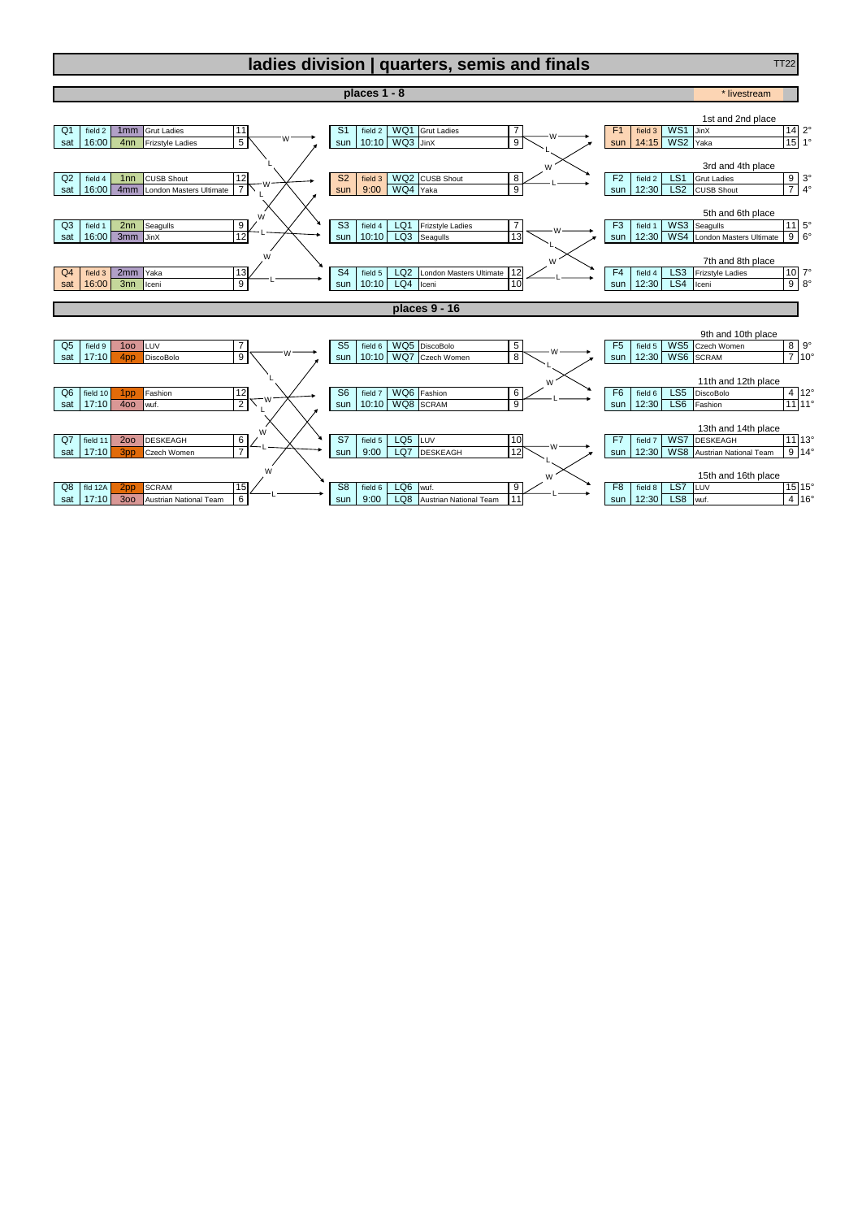# ladies division | quarters, semis and finals

TT22

## places 1 - 8

\* livestream

### Quarterfinals

| Game | Day | Field | Time | Seed | Team | Score |
|---|---|---|---|---|---|---|
| Q1 | sat | field 2 | 16:00 | 1mm | Grut Ladies | 11 |
| | | | | 4nn | Frizstyle Ladies | 5 |
| Q2 | sat | field 4 | 16:00 | 1nn | CUSB Shout | 12 |
| | | | | 4mm | London Masters Ultimate | 7 |
| Q3 | sat | field 1 | 16:00 | 2nn | Seagulls | 9 |
| | | | | 3mm | JinX | 12 |
| Q4 | sat | field 3 | 16:00 | 2mm | Yaka | 13 |
| | | | | 3nn | Iceni | 9 |

### Semifinals

| Game | Day | Field | Time | Slot | Team | Score |
|---|---|---|---|---|---|---|
| S1 | sun | field 2 | 10:10 | WQ1 | Grut Ladies | 7 |
| | | | | WQ3 | JinX | 9 |
| S2 | sun | field 3 | 9:00 | WQ2 | CUSB Shout | 8 |
| | | | | WQ4 | Yaka | 9 |
| S3 | sun | field 4 | 10:10 | LQ1 | Frizstyle Ladies | 7 |
| | | | | LQ3 | Seagulls | 13 |
| S4 | sun | field 5 | 10:10 | LQ2 | London Masters Ultimate | 12 |
| | | | | LQ4 | Iceni | 10 |

### Finals

| Game | Day | Field | Time | Slot | Team | Score | Place |
|---|---|---|---|---|---|---|---|
| F1 (1st and 2nd place) | sun | field 3 | 14:15 | WS1 | JinX | 14 | 2° |
| | | | | WS2 | Yaka | 15 | 1° |
| F2 (3rd and 4th place) | sun | field 2 | 12:30 | LS1 | Grut Ladies | 9 | 3° |
| | | | | LS2 | CUSB Shout | 7 | 4° |
| F3 (5th and 6th place) | sun | field 1 | 12:30 | WS3 | Seagulls | 11 | 5° |
| | | | | WS4 | London Masters Ultimate | 9 | 6° |
| F4 (7th and 8th place) | sun | field 4 | 12:30 | LS3 | Frizstyle Ladies | 10 | 7° |
| | | | | LS4 | Iceni | 9 | 8° |

## places 9 - 16

### Quarterfinals

| Game | Day | Field | Time | Seed | Team | Score |
|---|---|---|---|---|---|---|
| Q5 | sat | field 9 | 17:10 | 1oo | LUV | 7 |
| | | | | 4pp | DiscoBolo | 9 |
| Q6 | sat | field 10 | 17:10 | 1pp | Fashion | 12 |
| | | | | 4oo | wuf. | 2 |
| Q7 | sat | field 11 | 17:10 | 2oo | DESKEAGH | 6 |
| | | | | 3pp | Czech Women | 7 |
| Q8 | sat | fld 12A | 17:10 | 2pp | SCRAM | 15 |
| | | | | 3oo | Austrian National Team | 6 |

### Semifinals

| Game | Day | Field | Time | Slot | Team | Score |
|---|---|---|---|---|---|---|
| S5 | sun | field 6 | 10:10 | WQ5 | DiscoBolo | 5 |
| | | | | WQ7 | Czech Women | 8 |
| S6 | sun | field 7 | 10:10 | WQ6 | Fashion | 6 |
| | | | | WQ8 | SCRAM | 9 |
| S7 | sun | field 5 | 9:00 | LQ5 | LUV | 10 |
| | | | | LQ7 | DESKEAGH | 12 |
| S8 | sun | field 6 | 9:00 | LQ6 | wuf. | 9 |
| | | | | LQ8 | Austrian National Team | 11 |

### Finals

| Game | Day | Field | Time | Slot | Team | Score | Place |
|---|---|---|---|---|---|---|---|
| F5 (9th and 10th place) | sun | field 5 | 12:30 | WS5 | Czech Women | 8 | 9° |
| | | | | WS6 | SCRAM | 7 | 10° |
| F6 (11th and 12th place) | sun | field 6 | 12:30 | LS5 | DiscoBolo | 4 | 12° |
| | | | | LS6 | Fashion | 11 | 11° |
| F7 (13th and 14th place) | sun | field 7 | 12:30 | WS7 | DESKEAGH | 11 | 13° |
| | | | | WS8 | Austrian National Team | 9 | 14° |
| F8 (15th and 16th place) | sun | field 8 | 12:30 | LS7 | LUV | 15 | 15° |
| | | | | LS8 | wuf. | 4 | 16° |